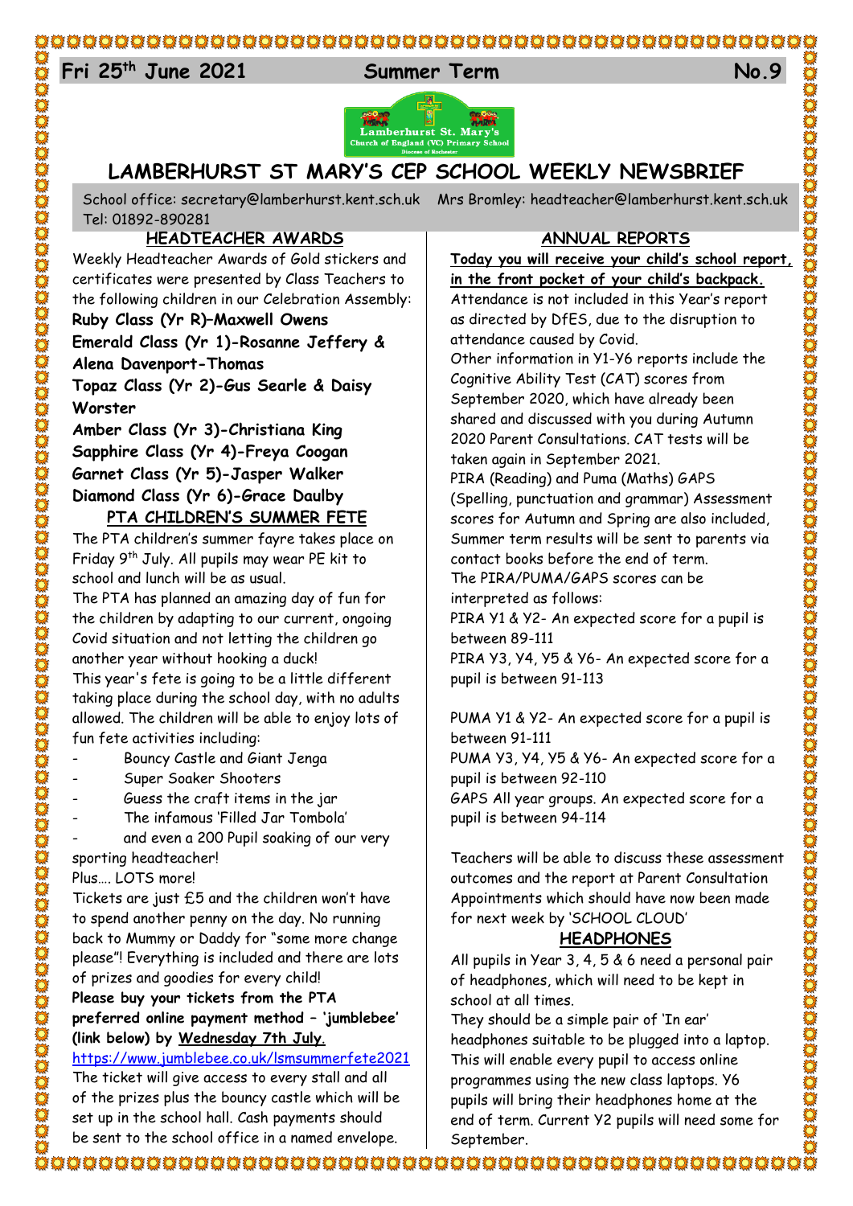Fri 25th June 2021 Summer Term No.9

# LAMBERHURST ST MARY'S CEP SCHOOL WEEKLY NEWSBRIEF

School office: secretary@lamberhurst.kent.sch.uk Mrs Bromley: headteacher@lamberhurst.kent.sch.uk Tel: 01892-890281

## HEADTEACHER AWARDS

Weekly Headteacher Awards of Gold stickers and certificates were presented by Class Teachers to the following children in our Celebration Assembly:

**Ruby Class (Yr R)–Maxwell Owens**
**Emerald Class (Yr 1)-Rosanne Jeffery & Alena Davenport-Thomas**
**Topaz Class (Yr 2)-Gus Searle & Daisy Worster**
**Amber Class (Yr 3)-Christiana King**
**Sapphire Class (Yr 4)-Freya Coogan**
**Garnet Class (Yr 5)-Jasper Walker**
**Diamond Class (Yr 6)-Grace Daulby**

## PTA CHILDREN'S SUMMER FETE

The PTA children's summer fayre takes place on Friday 9th July. All pupils may wear PE kit to school and lunch will be as usual.

The PTA has planned an amazing day of fun for the children by adapting to our current, ongoing Covid situation and not letting the children go another year without hooking a duck!

This year's fete is going to be a little different taking place during the school day, with no adults allowed. The children will be able to enjoy lots of fun fete activities including:

- Bouncy Castle and Giant Jenga
- Super Soaker Shooters
- Guess the craft items in the jar
- The infamous 'Filled Jar Tombola'
- and even a 200 Pupil soaking of our very sporting headteacher!

Plus…. LOTS more!

Tickets are just £5 and the children won't have to spend another penny on the day. No running back to Mummy or Daddy for "some more change please"! Everything is included and there are lots of prizes and goodies for every child!

**Please buy your tickets from the PTA preferred online payment method – 'jumblebee' (link below) by Wednesday 7th July.**

https://www.jumblebee.co.uk/lsmsummerfete2021

The ticket will give access to every stall and all of the prizes plus the bouncy castle which will be set up in the school hall. Cash payments should be sent to the school office in a named envelope.

## ANNUAL REPORTS

**Today you will receive your child's school report, in the front pocket of your child's backpack.**

Attendance is not included in this Year's report as directed by DfES, due to the disruption to attendance caused by Covid.

Other information in Y1-Y6 reports include the Cognitive Ability Test (CAT) scores from September 2020, which have already been shared and discussed with you during Autumn 2020 Parent Consultations. CAT tests will be taken again in September 2021.

PIRA (Reading) and Puma (Maths) GAPS (Spelling, punctuation and grammar) Assessment scores for Autumn and Spring are also included, Summer term results will be sent to parents via contact books before the end of term.

The PIRA/PUMA/GAPS scores can be interpreted as follows:

PIRA Y1 & Y2- An expected score for a pupil is between 89-111

PIRA Y3, Y4, Y5 & Y6- An expected score for a pupil is between 91-113

PUMA Y1 & Y2- An expected score for a pupil is between 91-111

PUMA Y3, Y4, Y5 & Y6- An expected score for a pupil is between 92-110

GAPS All year groups. An expected score for a pupil is between 94-114

Teachers will be able to discuss these assessment outcomes and the report at Parent Consultation Appointments which should have now been made for next week by 'SCHOOL CLOUD'

## HEADPHONES

All pupils in Year 3, 4, 5 & 6 need a personal pair of headphones, which will need to be kept in school at all times.

They should be a simple pair of 'In ear' headphones suitable to be plugged into a laptop. This will enable every pupil to access online programmes using the new class laptops. Y6 pupils will bring their headphones home at the end of term. Current Y2 pupils will need some for September.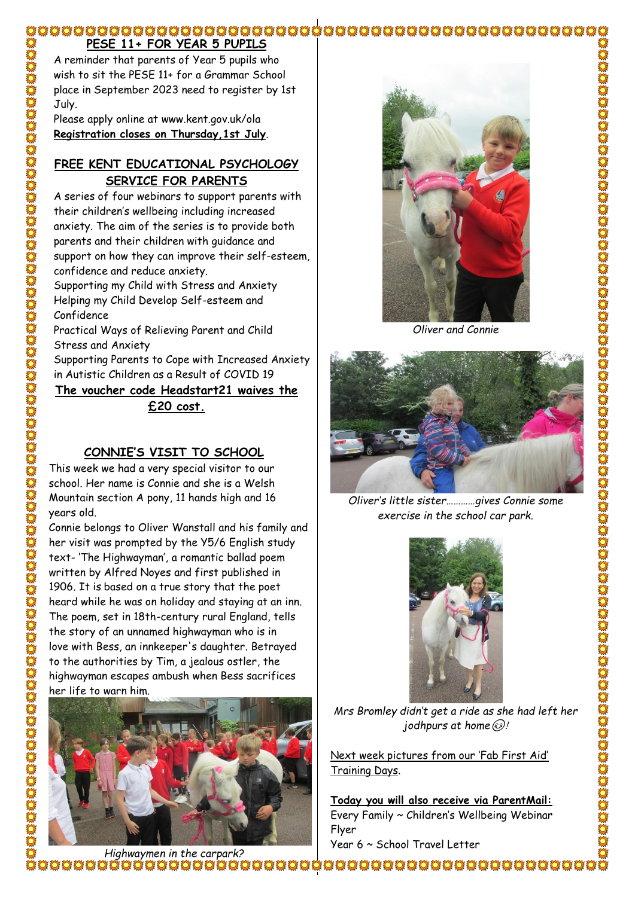## PESE 11+ FOR YEAR 5 PUPILS

A reminder that parents of Year 5 pupils who wish to sit the PESE 11+ for a Grammar School place in September 2023 need to register by 1st July.

Please apply online at www.kent.gov.uk/ola

**Registration closes on Thursday, 1st July**.

## FREE KENT EDUCATIONAL PSYCHOLOGY SERVICE FOR PARENTS

A series of four webinars to support parents with their children's wellbeing including increased anxiety. The aim of the series is to provide both parents and their children with guidance and support on how they can improve their self-esteem, confidence and reduce anxiety.

Supporting my Child with Stress and Anxiety

Helping my Child Develop Self-esteem and Confidence

Practical Ways of Relieving Parent and Child Stress and Anxiety

Supporting Parents to Cope with Increased Anxiety in Autistic Children as a Result of COVID 19

**The voucher code Headstart21 waives the £20 cost.**

## CONNIE'S VISIT TO SCHOOL

This week we had a very special visitor to our school. Her name is Connie and she is a Welsh Mountain section A pony, 11 hands high and 16 years old.

Connie belongs to Oliver Wanstall and his family and her visit was prompted by the Y5/6 English study text- 'The Highwayman', a romantic ballad poem written by Alfred Noyes and first published in 1906. It is based on a true story that the poet heard while he was on holiday and staying at an inn. The poem, set in 18th-century rural England, tells the story of an unnamed highwayman who is in love with Bess, an innkeeper's daughter. Betrayed to the authorities by Tim, a jealous ostler, the highwayman escapes ambush when Bess sacrifices her life to warn him.

*Highwaymen in the carpark?*

*Oliver and Connie*

*Oliver's little sister…………gives Connie some exercise in the school car park.*

*Mrs Bromley didn't get a ride as she had left her jodhpurs at home😉!*

Next week pictures from our 'Fab First Aid' Training Days.

**Today you will also receive via ParentMail:**

Every Family ~ Children's Wellbeing Webinar Flyer

Year 6 ~ School Travel Letter